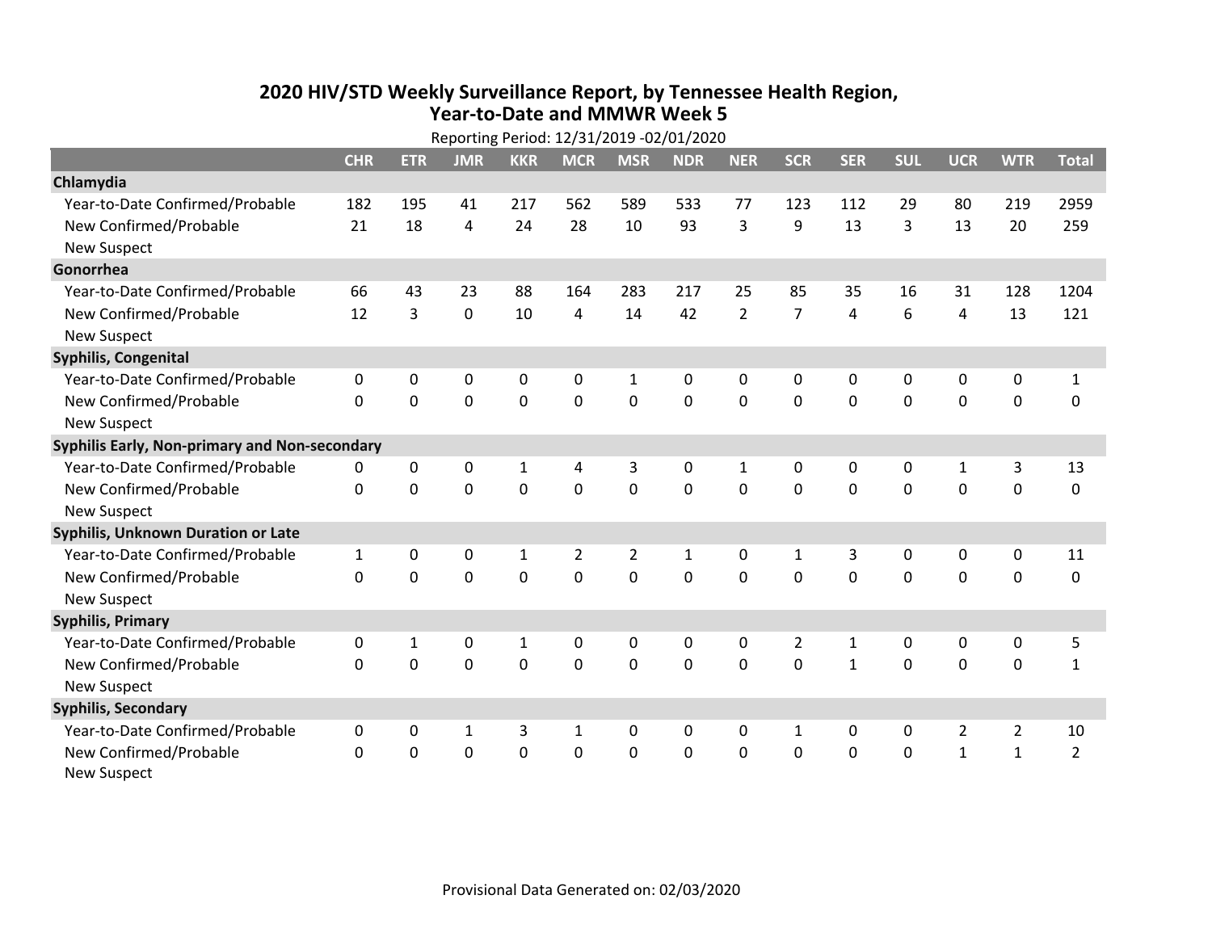# 2020 HIV/STD Weekly Surveillance Report, by Tennessee Health Region, Year-to-Date and MMWR Week 5

Reporting Period: 12/31/2019 -02/01/2020

| | CHR | ETR | JMR | KKR | MCR | MSR | NDR | NER | SCR | SER | SUL | UCR | WTR | Total |
|---|---|---|---|---|---|---|---|---|---|---|---|---|---|---|
| **Chlamydia** | | | | | | | | | | | | | | |
| Year-to-Date Confirmed/Probable | 182 | 195 | 41 | 217 | 562 | 589 | 533 | 77 | 123 | 112 | 29 | 80 | 219 | 2959 |
| New Confirmed/Probable | 21 | 18 | 4 | 24 | 28 | 10 | 93 | 3 | 9 | 13 | 3 | 13 | 20 | 259 |
| New Suspect | | | | | | | | | | | | | | |
| **Gonorrhea** | | | | | | | | | | | | | | |
| Year-to-Date Confirmed/Probable | 66 | 43 | 23 | 88 | 164 | 283 | 217 | 25 | 85 | 35 | 16 | 31 | 128 | 1204 |
| New Confirmed/Probable | 12 | 3 | 0 | 10 | 4 | 14 | 42 | 2 | 7 | 4 | 6 | 4 | 13 | 121 |
| New Suspect | | | | | | | | | | | | | | |
| **Syphilis, Congenital** | | | | | | | | | | | | | | |
| Year-to-Date Confirmed/Probable | 0 | 0 | 0 | 0 | 0 | 1 | 0 | 0 | 0 | 0 | 0 | 0 | 0 | 1 |
| New Confirmed/Probable | 0 | 0 | 0 | 0 | 0 | 0 | 0 | 0 | 0 | 0 | 0 | 0 | 0 | 0 |
| New Suspect | | | | | | | | | | | | | | |
| **Syphilis Early, Non-primary and Non-secondary** | | | | | | | | | | | | | | |
| Year-to-Date Confirmed/Probable | 0 | 0 | 0 | 1 | 4 | 3 | 0 | 1 | 0 | 0 | 0 | 1 | 3 | 13 |
| New Confirmed/Probable | 0 | 0 | 0 | 0 | 0 | 0 | 0 | 0 | 0 | 0 | 0 | 0 | 0 | 0 |
| New Suspect | | | | | | | | | | | | | | |
| **Syphilis, Unknown Duration or Late** | | | | | | | | | | | | | | |
| Year-to-Date Confirmed/Probable | 1 | 0 | 0 | 1 | 2 | 2 | 1 | 0 | 1 | 3 | 0 | 0 | 0 | 11 |
| New Confirmed/Probable | 0 | 0 | 0 | 0 | 0 | 0 | 0 | 0 | 0 | 0 | 0 | 0 | 0 | 0 |
| New Suspect | | | | | | | | | | | | | | |
| **Syphilis, Primary** | | | | | | | | | | | | | | |
| Year-to-Date Confirmed/Probable | 0 | 1 | 0 | 1 | 0 | 0 | 0 | 0 | 2 | 1 | 0 | 0 | 0 | 5 |
| New Confirmed/Probable | 0 | 0 | 0 | 0 | 0 | 0 | 0 | 0 | 0 | 1 | 0 | 0 | 0 | 1 |
| New Suspect | | | | | | | | | | | | | | |
| **Syphilis, Secondary** | | | | | | | | | | | | | | |
| Year-to-Date Confirmed/Probable | 0 | 0 | 1 | 3 | 1 | 0 | 0 | 0 | 1 | 0 | 0 | 2 | 2 | 10 |
| New Confirmed/Probable | 0 | 0 | 0 | 0 | 0 | 0 | 0 | 0 | 0 | 0 | 0 | 1 | 1 | 2 |
| New Suspect | | | | | | | | | | | | | | |

Provisional Data Generated on: 02/03/2020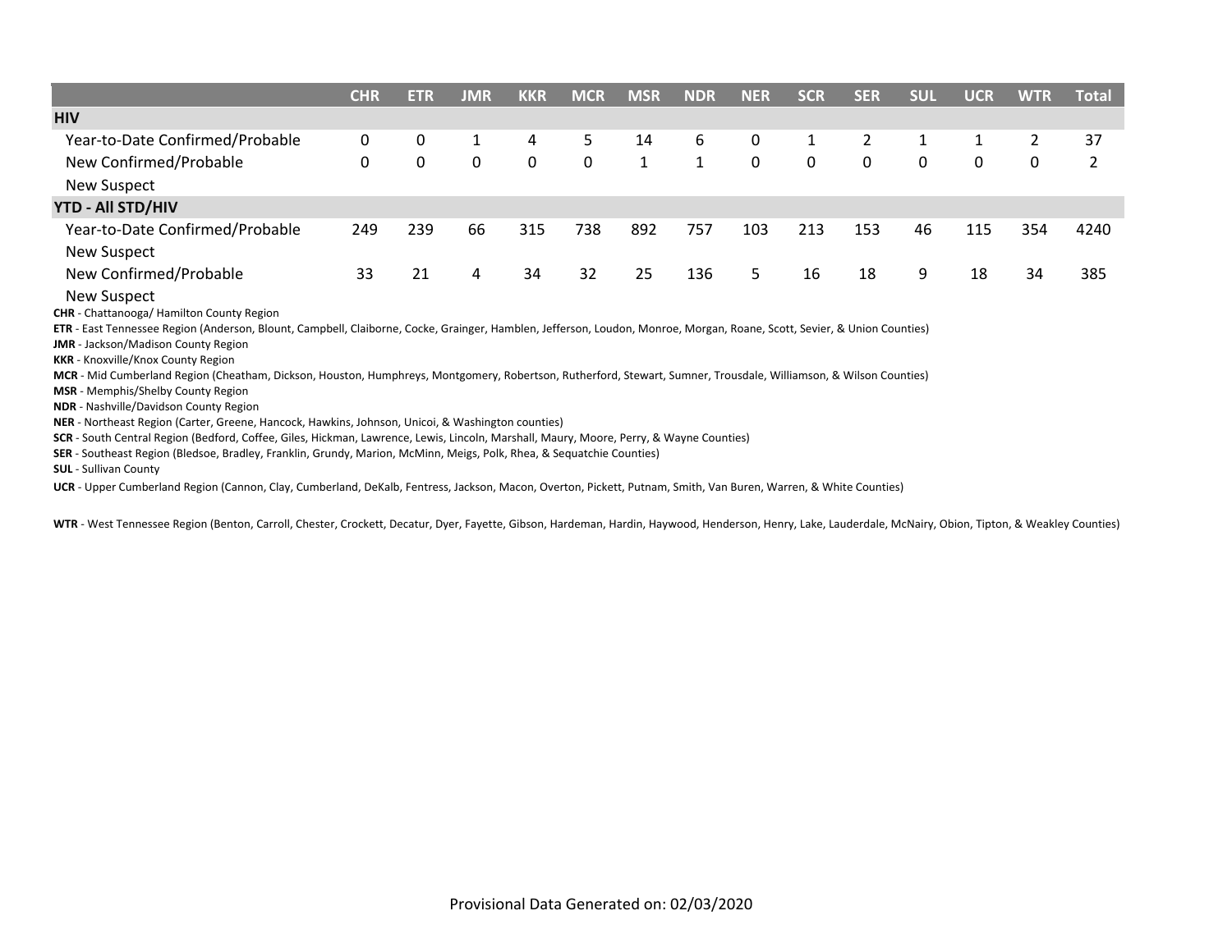| | CHR | ETR | JMR | KKR | MCR | MSR | NDR | NER | SCR | SER | SUL | UCR | WTR | Total |
|---|---|---|---|---|---|---|---|---|---|---|---|---|---|---|
| **HIV** | | | | | | | | | | | | | | |
| Year-to-Date Confirmed/Probable | 0 | 0 | 1 | 4 | 5 | 14 | 6 | 0 | 1 | 2 | 1 | 1 | 2 | 37 |
| New Confirmed/Probable | 0 | 0 | 0 | 0 | 0 | 1 | 1 | 0 | 0 | 0 | 0 | 0 | 0 | 2 |
| New Suspect | | | | | | | | | | | | | | |
| **YTD - All STD/HIV** | | | | | | | | | | | | | | |
| Year-to-Date Confirmed/Probable | 249 | 239 | 66 | 315 | 738 | 892 | 757 | 103 | 213 | 153 | 46 | 115 | 354 | 4240 |
| New Suspect | | | | | | | | | | | | | | |
| New Confirmed/Probable | 33 | 21 | 4 | 34 | 32 | 25 | 136 | 5 | 16 | 18 | 9 | 18 | 34 | 385 |
| New Suspect | | | | | | | | | | | | | | |

**CHR** - Chattanooga/ Hamilton County Region

**ETR** - East Tennessee Region (Anderson, Blount, Campbell, Claiborne, Cocke, Grainger, Hamblen, Jefferson, Loudon, Monroe, Morgan, Roane, Scott, Sevier, & Union Counties)

**JMR** - Jackson/Madison County Region

**KKR** - Knoxville/Knox County Region

**MCR** - Mid Cumberland Region (Cheatham, Dickson, Houston, Humphreys, Montgomery, Robertson, Rutherford, Stewart, Sumner, Trousdale, Williamson, & Wilson Counties)

**MSR** - Memphis/Shelby County Region

**NDR** - Nashville/Davidson County Region

**NER** - Northeast Region (Carter, Greene, Hancock, Hawkins, Johnson, Unicoi, & Washington counties)

**SCR** - South Central Region (Bedford, Coffee, Giles, Hickman, Lawrence, Lewis, Lincoln, Marshall, Maury, Moore, Perry, & Wayne Counties)

**SER** - Southeast Region (Bledsoe, Bradley, Franklin, Grundy, Marion, McMinn, Meigs, Polk, Rhea, & Sequatchie Counties)

**SUL** - Sullivan County

**UCR** - Upper Cumberland Region (Cannon, Clay, Cumberland, DeKalb, Fentress, Jackson, Macon, Overton, Pickett, Putnam, Smith, Van Buren, Warren, & White Counties)

**WTR** - West Tennessee Region (Benton, Carroll, Chester, Crockett, Decatur, Dyer, Fayette, Gibson, Hardeman, Hardin, Haywood, Henderson, Henry, Lake, Lauderdale, McNairy, Obion, Tipton, & Weakley Counties)

Provisional Data Generated on: 02/03/2020